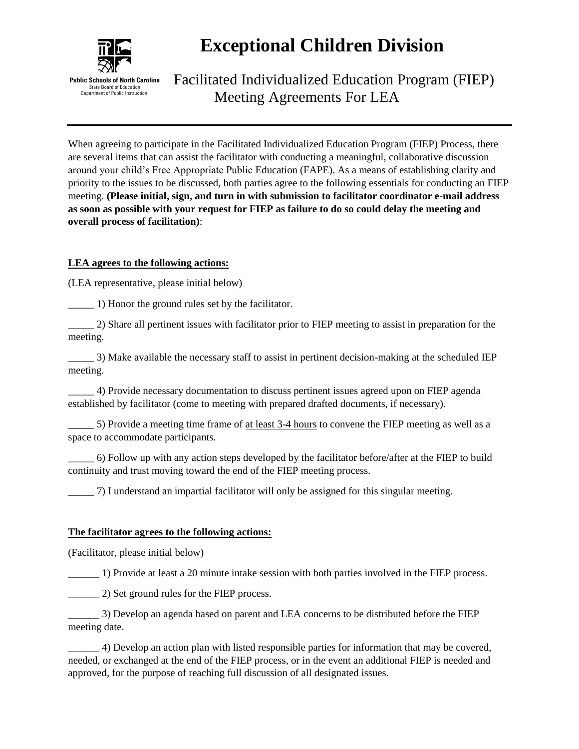**Public Schools of North Carolina**
State Board of Education
Department of Public Instruction

# Exceptional Children Division

## Facilitated Individualized Education Program (FIEP) Meeting Agreements For LEA

---

When agreeing to participate in the Facilitated Individualized Education Program (FIEP) Process, there are several items that can assist the facilitator with conducting a meaningful, collaborative discussion around your child's Free Appropriate Public Education (FAPE). As a means of establishing clarity and priority to the issues to be discussed, both parties agree to the following essentials for conducting an FIEP meeting. **(Please initial, sign, and turn in with submission to facilitator coordinator e-mail address as soon as possible with your request for FIEP as failure to do so could delay the meeting and overall process of facilitation)**:

**LEA agrees to the following actions:**

(LEA representative, please initial below)

_____ 1) Honor the ground rules set by the facilitator.

_____ 2) Share all pertinent issues with facilitator prior to FIEP meeting to assist in preparation for the meeting.

_____ 3) Make available the necessary staff to assist in pertinent decision-making at the scheduled IEP meeting.

_____ 4) Provide necessary documentation to discuss pertinent issues agreed upon on FIEP agenda established by facilitator (come to meeting with prepared drafted documents, if necessary).

_____ 5) Provide a meeting time frame of at least 3-4 hours to convene the FIEP meeting as well as a space to accommodate participants.

_____ 6) Follow up with any action steps developed by the facilitator before/after at the FIEP to build continuity and trust moving toward the end of the FIEP meeting process.

_____ 7) I understand an impartial facilitator will only be assigned for this singular meeting.

**The facilitator agrees to the following actions:**

(Facilitator, please initial below)

______ 1) Provide at least a 20 minute intake session with both parties involved in the FIEP process.

______ 2) Set ground rules for the FIEP process.

______ 3) Develop an agenda based on parent and LEA concerns to be distributed before the FIEP meeting date.

______ 4) Develop an action plan with listed responsible parties for information that may be covered, needed, or exchanged at the end of the FIEP process, or in the event an additional FIEP is needed and approved, for the purpose of reaching full discussion of all designated issues.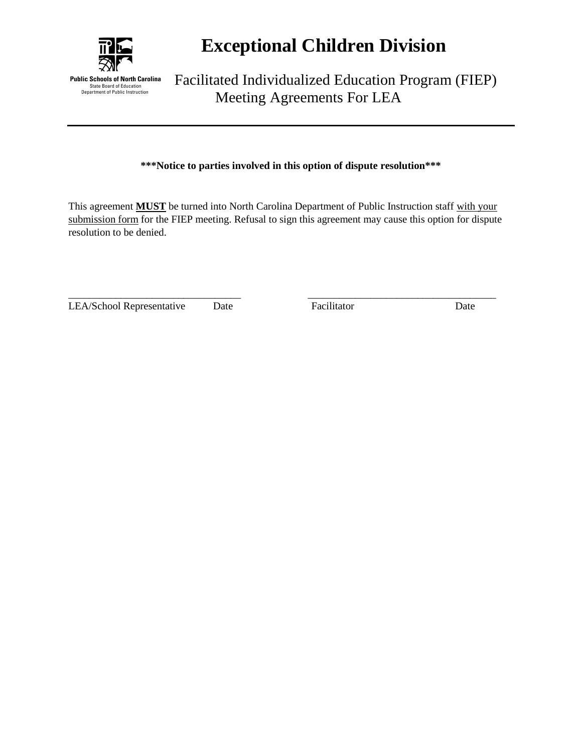**Public Schools of North Carolina**
State Board of Education
Department of Public Instruction

# Exceptional Children Division

## Facilitated Individualized Education Program (FIEP) Meeting Agreements For LEA

---

**\*\*\*Notice to parties involved in this option of dispute resolution\*\*\***

This agreement **MUST** be turned into North Carolina Department of Public Instruction staff with your submission form for the FIEP meeting. Refusal to sign this agreement may cause this option for dispute resolution to be denied.

_________________________________ _____________________________________

LEA/School Representative Date Facilitator Date